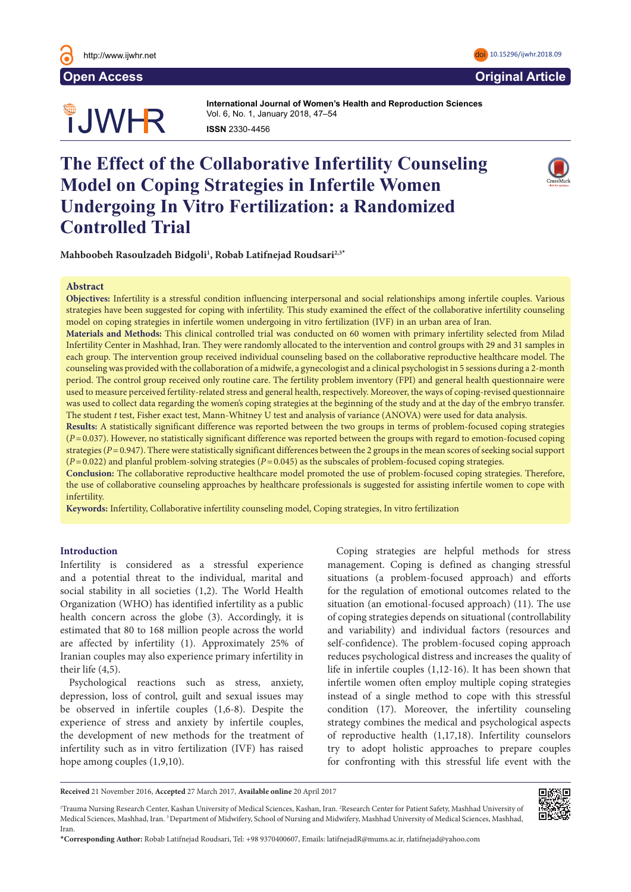Open Access | Original Article

# The Effect of the Collaborative Infertility Counseling Model on Coping Strategies in Infertile Women Undergoing In Vitro Fertilization: a Randomized Controlled Trial

**Mahboobeh Rasoulzadeh Bidgoli[1], Robab Latifnejad Roudsari[2,3*]**

## Abstract

**Objectives:** Infertility is a stressful condition influencing interpersonal and social relationships among infertile couples. Various strategies have been suggested for coping with infertility. This study examined the effect of the collaborative infertility counseling model on coping strategies in infertile women undergoing in vitro fertilization (IVF) in an urban area of Iran.

**Materials and Methods:** This clinical controlled trial was conducted on 60 women with primary infertility selected from Milad Infertility Center in Mashhad, Iran. They were randomly allocated to the intervention and control groups with 29 and 31 samples in each group. The intervention group received individual counseling based on the collaborative reproductive healthcare model. The counseling was provided with the collaboration of a midwife, a gynecologist and a clinical psychologist in 5 sessions during a 2-month period. The control group received only routine care. The fertility problem inventory (FPI) and general health questionnaire were used to measure perceived fertility-related stress and general health, respectively. Moreover, the ways of coping-revised questionnaire was used to collect data regarding the women's coping strategies at the beginning of the study and at the day of the embryo transfer. The student *t* test, Fisher exact test, Mann-Whitney U test and analysis of variance (ANOVA) were used for data analysis.

**Results:** A statistically significant difference was reported between the two groups in terms of problem-focused coping strategies ($P=0.037$). However, no statistically significant difference was reported between the groups with regard to emotion-focused coping strategies ($P=0.947$). There were statistically significant differences between the 2 groups in the mean scores of seeking social support ($P=0.022$) and planful problem-solving strategies ($P=0.045$) as the subscales of problem-focused coping strategies.

**Conclusion:** The collaborative reproductive healthcare model promoted the use of problem-focused coping strategies. Therefore, the use of collaborative counseling approaches by healthcare professionals is suggested for assisting infertile women to cope with infertility.

**Keywords:** Infertility, Collaborative infertility counseling model, Coping strategies, In vitro fertilization

## Introduction

Infertility is considered as a stressful experience and a potential threat to the individual, marital and social stability in all societies (1,2). The World Health Organization (WHO) has identified infertility as a public health concern across the globe (3). Accordingly, it is estimated that 80 to 168 million people across the world are affected by infertility (1). Approximately 25% of Iranian couples may also experience primary infertility in their life (4,5).

Psychological reactions such as stress, anxiety, depression, loss of control, guilt and sexual issues may be observed in infertile couples (1,6-8). Despite the experience of stress and anxiety by infertile couples, the development of new methods for the treatment of infertility such as in vitro fertilization (IVF) has raised hope among couples (1,9,10).

Coping strategies are helpful methods for stress management. Coping is defined as changing stressful situations (a problem-focused approach) and efforts for the regulation of emotional outcomes related to the situation (an emotional-focused approach) (11). The use of coping strategies depends on situational (controllability and variability) and individual factors (resources and self-confidence). The problem-focused coping approach reduces psychological distress and increases the quality of life in infertile couples (1,12-16). It has been shown that infertile women often employ multiple coping strategies instead of a single method to cope with this stressful condition (17). Moreover, the infertility counseling strategy combines the medical and psychological aspects of reproductive health (1,17,18). Infertility counselors try to adopt holistic approaches to prepare couples for confronting with this stressful life event with the

**Received** 21 November 2016, **Accepted** 27 March 2017, **Available online** 20 April 2017

[1]Trauma Nursing Research Center, Kashan University of Medical Sciences, Kashan, Iran. [2]Research Center for Patient Safety, Mashhad University of Medical Sciences, Mashhad, Iran. [3]Department of Midwifery, School of Nursing and Midwifery, Mashhad University of Medical Sciences, Mashhad, Iran.

***Corresponding Author:** Robab Latifnejad Roudsari, Tel: +98 9370400607, Emails: latifnejadR@mums.ac.ir, rlatifnejad@yahoo.com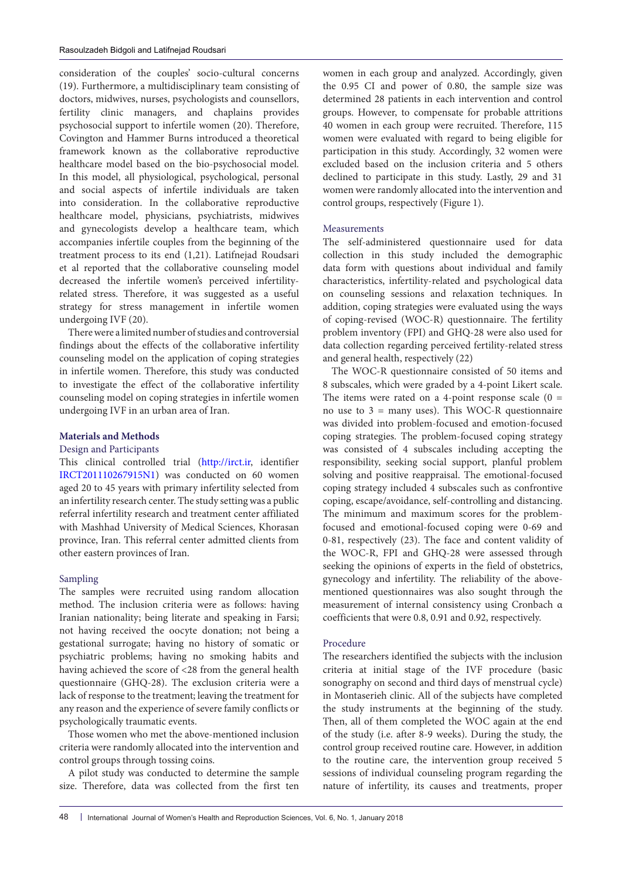consideration of the couples' socio-cultural concerns (19). Furthermore, a multidisciplinary team consisting of doctors, midwives, nurses, psychologists and counsellors, fertility clinic managers, and chaplains provides psychosocial support to infertile women (20). Therefore, Covington and Hammer Burns introduced a theoretical framework known as the collaborative reproductive healthcare model based on the bio-psychosocial model. In this model, all physiological, psychological, personal and social aspects of infertile individuals are taken into consideration. In the collaborative reproductive healthcare model, physicians, psychiatrists, midwives and gynecologists develop a healthcare team, which accompanies infertile couples from the beginning of the treatment process to its end (1,21). Latifnejad Roudsari et al reported that the collaborative counseling model decreased the infertile women's perceived infertility-related stress. Therefore, it was suggested as a useful strategy for stress management in infertile women undergoing IVF (20).

There were a limited number of studies and controversial findings about the effects of the collaborative infertility counseling model on the application of coping strategies in infertile women. Therefore, this study was conducted to investigate the effect of the collaborative infertility counseling model on coping strategies in infertile women undergoing IVF in an urban area of Iran.

## Materials and Methods

### Design and Participants

This clinical controlled trial (http://irct.ir, identifier IRCT201110267915N1) was conducted on 60 women aged 20 to 45 years with primary infertility selected from an infertility research center. The study setting was a public referral infertility research and treatment center affiliated with Mashhad University of Medical Sciences, Khorasan province, Iran. This referral center admitted clients from other eastern provinces of Iran.

### Sampling

The samples were recruited using random allocation method. The inclusion criteria were as follows: having Iranian nationality; being literate and speaking in Farsi; not having received the oocyte donation; not being a gestational surrogate; having no history of somatic or psychiatric problems; having no smoking habits and having achieved the score of <28 from the general health questionnaire (GHQ-28). The exclusion criteria were a lack of response to the treatment; leaving the treatment for any reason and the experience of severe family conflicts or psychologically traumatic events.

Those women who met the above-mentioned inclusion criteria were randomly allocated into the intervention and control groups through tossing coins.

A pilot study was conducted to determine the sample size. Therefore, data was collected from the first ten women in each group and analyzed. Accordingly, given the 0.95 CI and power of 0.80, the sample size was determined 28 patients in each intervention and control groups. However, to compensate for probable attritions 40 women in each group were recruited. Therefore, 115 women were evaluated with regard to being eligible for participation in this study. Accordingly, 32 women were excluded based on the inclusion criteria and 5 others declined to participate in this study. Lastly, 29 and 31 women were randomly allocated into the intervention and control groups, respectively (Figure 1).

### Measurements

The self-administered questionnaire used for data collection in this study included the demographic data form with questions about individual and family characteristics, infertility-related and psychological data on counseling sessions and relaxation techniques. In addition, coping strategies were evaluated using the ways of coping-revised (WOC-R) questionnaire. The fertility problem inventory (FPI) and GHQ-28 were also used for data collection regarding perceived fertility-related stress and general health, respectively (22)

The WOC-R questionnaire consisted of 50 items and 8 subscales, which were graded by a 4-point Likert scale. The items were rated on a 4-point response scale (0 = no use to 3 = many uses). This WOC-R questionnaire was divided into problem-focused and emotion-focused coping strategies. The problem-focused coping strategy was consisted of 4 subscales including accepting the responsibility, seeking social support, planful problem solving and positive reappraisal. The emotional-focused coping strategy included 4 subscales such as confrontive coping, escape/avoidance, self-controlling and distancing. The minimum and maximum scores for the problem-focused and emotional-focused coping were 0-69 and 0-81, respectively (23). The face and content validity of the WOC-R, FPI and GHQ-28 were assessed through seeking the opinions of experts in the field of obstetrics, gynecology and infertility. The reliability of the above-mentioned questionnaires was also sought through the measurement of internal consistency using Cronbach α coefficients that were 0.8, 0.91 and 0.92, respectively.

### Procedure

The researchers identified the subjects with the inclusion criteria at initial stage of the IVF procedure (basic sonography on second and third days of menstrual cycle) in Montaserieh clinic. All of the subjects have completed the study instruments at the beginning of the study. Then, all of them completed the WOC again at the end of the study (i.e. after 8-9 weeks). During the study, the control group received routine care. However, in addition to the routine care, the intervention group received 5 sessions of individual counseling program regarding the nature of infertility, its causes and treatments, proper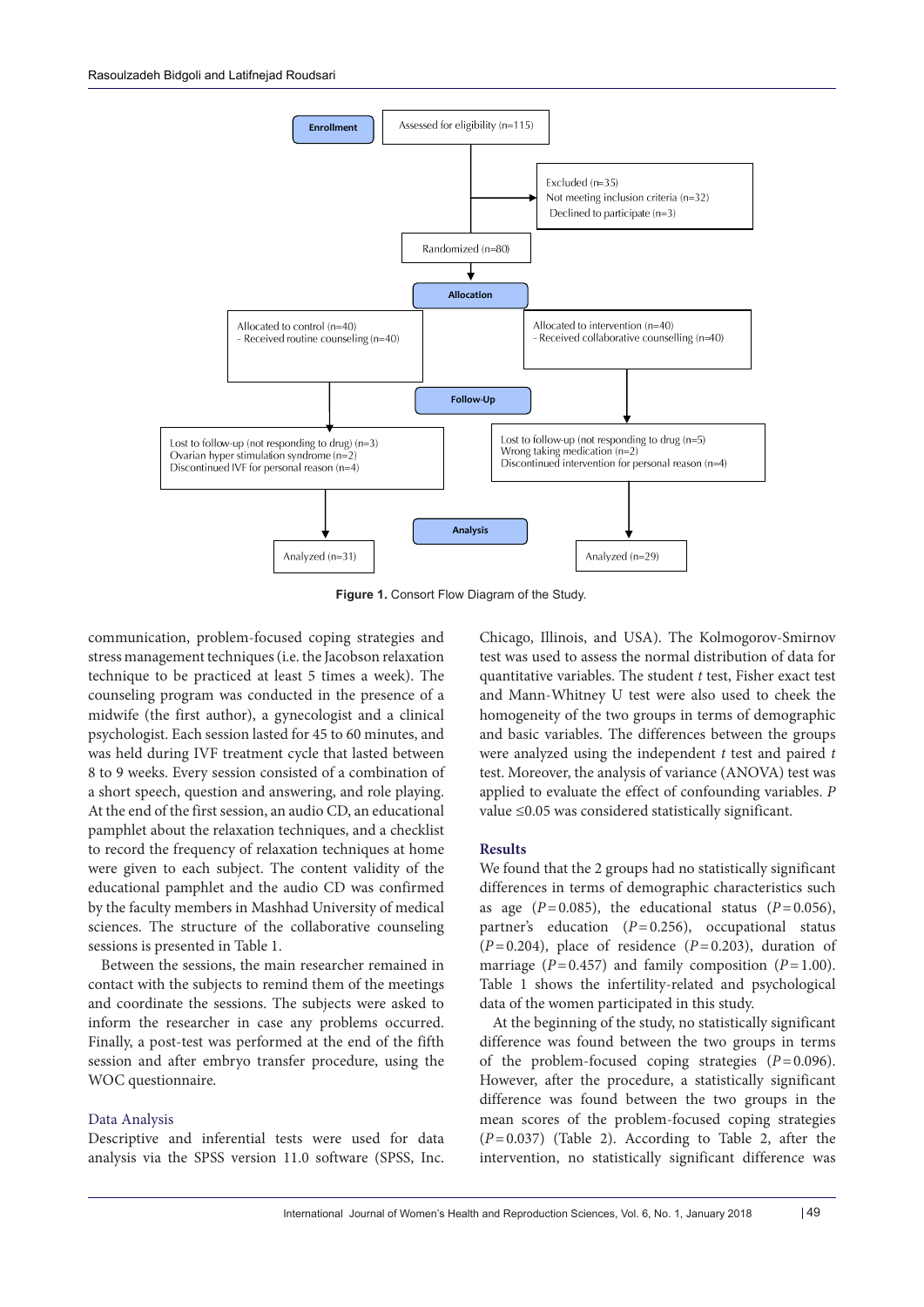**Enrollment**

Assessed for eligibility (n=115)

Excluded (n=35)
Not meeting inclusion criteria (n=32)
Declined to participate (n=3)

Randomized (n=80)

**Allocation**

Allocated to control (n=40)
- Received routine counseling (n=40)

Allocated to intervention (n=40)
- Received collaborative counselling (n=40)

**Follow-Up**

Lost to follow-up (not responding to drug) (n=3)
Ovarian hyper stimulation syndrome (n=2)
Discontinued IVF for personal reason (n=4)

Lost to follow-up (not responding to drug (n=5)
Wrong taking medication (n=2)
Discontinued intervention for personal reason (n=4)

**Analysis**

Analyzed (n=31)

Analyzed (n=29)

**Figure 1.** Consort Flow Diagram of the Study.

communication, problem-focused coping strategies and stress management techniques (i.e. the Jacobson relaxation technique to be practiced at least 5 times a week). The counseling program was conducted in the presence of a midwife (the first author), a gynecologist and a clinical psychologist. Each session lasted for 45 to 60 minutes, and was held during IVF treatment cycle that lasted between 8 to 9 weeks. Every session consisted of a combination of a short speech, question and answering, and role playing. At the end of the first session, an audio CD, an educational pamphlet about the relaxation techniques, and a checklist to record the frequency of relaxation techniques at home were given to each subject. The content validity of the educational pamphlet and the audio CD was confirmed by the faculty members in Mashhad University of medical sciences. The structure of the collaborative counseling sessions is presented in Table 1.

Between the sessions, the main researcher remained in contact with the subjects to remind them of the meetings and coordinate the sessions. The subjects were asked to inform the researcher in case any problems occurred. Finally, a post-test was performed at the end of the fifth session and after embryo transfer procedure, using the WOC questionnaire.

### Data Analysis

Descriptive and inferential tests were used for data analysis via the SPSS version 11.0 software (SPSS, Inc. Chicago, Illinois, and USA). The Kolmogorov-Smirnov test was used to assess the normal distribution of data for quantitative variables. The student *t* test, Fisher exact test and Mann-Whitney U test were also used to cheek the homogeneity of the two groups in terms of demographic and basic variables. The differences between the groups were analyzed using the independent *t* test and paired *t* test. Moreover, the analysis of variance (ANOVA) test was applied to evaluate the effect of confounding variables. *P* value ≤0.05 was considered statistically significant.

## Results

We found that the 2 groups had no statistically significant differences in terms of demographic characteristics such as age ($P = 0.085$), the educational status ($P = 0.056$), partner's education ($P = 0.256$), occupational status ($P = 0.204$), place of residence ($P = 0.203$), duration of marriage ($P = 0.457$) and family composition ($P = 1.00$). Table 1 shows the infertility-related and psychological data of the women participated in this study.

At the beginning of the study, no statistically significant difference was found between the two groups in terms of the problem-focused coping strategies ($P = 0.096$). However, after the procedure, a statistically significant difference was found between the two groups in the mean scores of the problem-focused coping strategies ($P = 0.037$) (Table 2). According to Table 2, after the intervention, no statistically significant difference was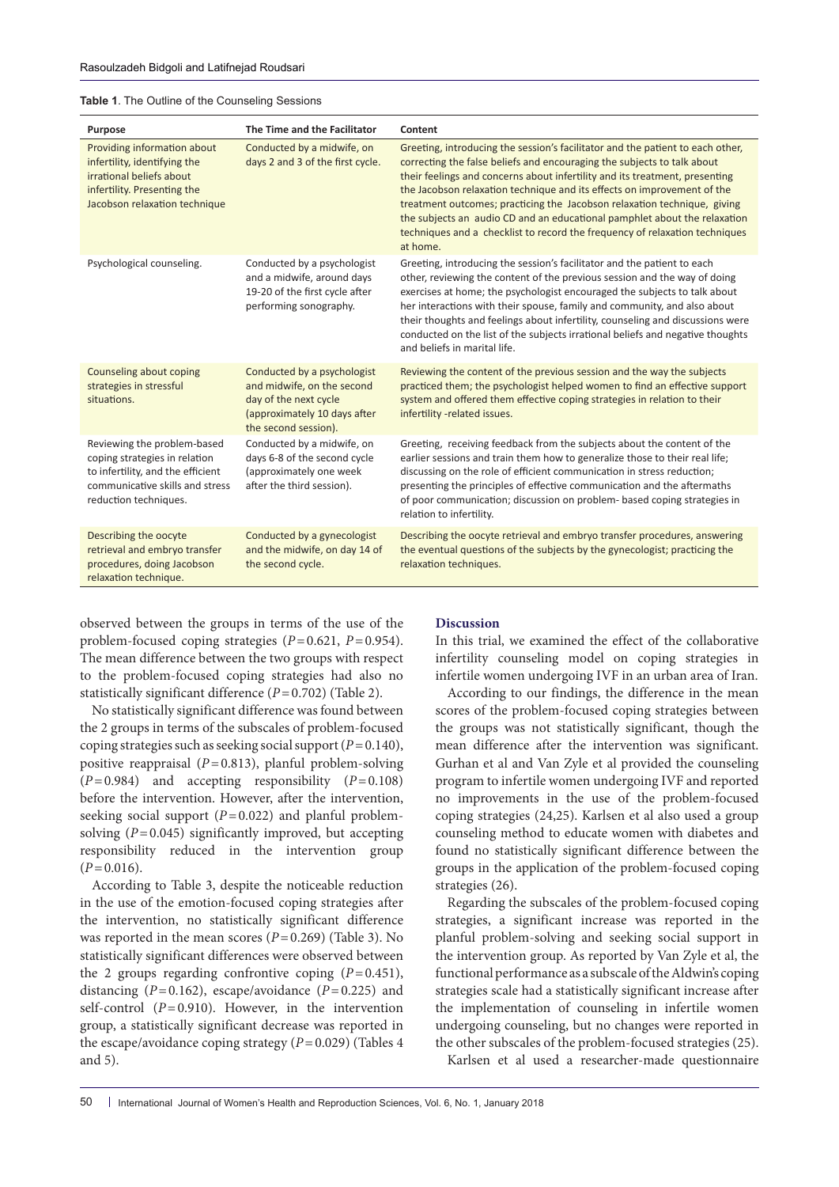**Table 1**. The Outline of the Counseling Sessions

| Purpose | The Time and the Facilitator | Content |
|---|---|---|
| Providing information about infertility, identifying the irrational beliefs about infertility. Presenting the Jacobson relaxation technique | Conducted by a midwife, on days 2 and 3 of the first cycle. | Greeting, introducing the session's facilitator and the patient to each other, correcting the false beliefs and encouraging the subjects to talk about their feelings and concerns about infertility and its treatment, presenting the Jacobson relaxation technique and its effects on improvement of the treatment outcomes; practicing the Jacobson relaxation technique, giving the subjects an audio CD and an educational pamphlet about the relaxation techniques and a checklist to record the frequency of relaxation techniques at home. |
| Psychological counseling. | Conducted by a psychologist and a midwife, around days 19-20 of the first cycle after performing sonography. | Greeting, introducing the session's facilitator and the patient to each other, reviewing the content of the previous session and the way of doing exercises at home; the psychologist encouraged the subjects to talk about her interactions with their spouse, family and community, and also about their thoughts and feelings about infertility, counseling and discussions were conducted on the list of the subjects irrational beliefs and negative thoughts and beliefs in marital life. |
| Counseling about coping strategies in stressful situations. | Conducted by a psychologist and midwife, on the second day of the next cycle (approximately 10 days after the second session). | Reviewing the content of the previous session and the way the subjects practiced them; the psychologist helped women to find an effective support system and offered them effective coping strategies in relation to their infertility -related issues. |
| Reviewing the problem-based coping strategies in relation to infertility, and the efficient communicative skills and stress reduction techniques. | Conducted by a midwife, on days 6-8 of the second cycle (approximately one week after the third session). | Greeting, receiving feedback from the subjects about the content of the earlier sessions and train them how to generalize those to their real life; discussing on the role of efficient communication in stress reduction; presenting the principles of effective communication and the aftermaths of poor communication; discussion on problem- based coping strategies in relation to infertility. |
| Describing the oocyte retrieval and embryo transfer procedures, doing Jacobson relaxation technique. | Conducted by a gynecologist and the midwife, on day 14 of the second cycle. | Describing the oocyte retrieval and embryo transfer procedures, answering the eventual questions of the subjects by the gynecologist; practicing the relaxation techniques. |

observed between the groups in terms of the use of the problem-focused coping strategies ($P=0.621$, $P=0.954$). The mean difference between the two groups with respect to the problem-focused coping strategies had also no statistically significant difference ($P=0.702$) (Table 2).

No statistically significant difference was found between the 2 groups in terms of the subscales of problem-focused coping strategies such as seeking social support ($P=0.140$), positive reappraisal ($P=0.813$), planful problem-solving ($P=0.984$) and accepting responsibility ($P=0.108$) before the intervention. However, after the intervention, seeking social support ($P=0.022$) and planful problem-solving ($P=0.045$) significantly improved, but accepting responsibility reduced in the intervention group ($P=0.016$).

According to Table 3, despite the noticeable reduction in the use of the emotion-focused coping strategies after the intervention, no statistically significant difference was reported in the mean scores ($P=0.269$) (Table 3). No statistically significant differences were observed between the 2 groups regarding confrontive coping ($P=0.451$), distancing ($P=0.162$), escape/avoidance ($P=0.225$) and self-control ($P=0.910$). However, in the intervention group, a statistically significant decrease was reported in the escape/avoidance coping strategy ($P=0.029$) (Tables 4 and 5).

## Discussion

In this trial, we examined the effect of the collaborative infertility counseling model on coping strategies in infertile women undergoing IVF in an urban area of Iran.

According to our findings, the difference in the mean scores of the problem-focused coping strategies between the groups was not statistically significant, though the mean difference after the intervention was significant. Gurhan et al and Van Zyle et al provided the counseling program to infertile women undergoing IVF and reported no improvements in the use of the problem-focused coping strategies (24,25). Karlsen et al also used a group counseling method to educate women with diabetes and found no statistically significant difference between the groups in the application of the problem-focused coping strategies (26).

Regarding the subscales of the problem-focused coping strategies, a significant increase was reported in the planful problem-solving and seeking social support in the intervention group. As reported by Van Zyle et al, the functional performance as a subscale of the Aldwin's coping strategies scale had a statistically significant increase after the implementation of counseling in infertile women undergoing counseling, but no changes were reported in the other subscales of the problem-focused strategies (25).

Karlsen et al used a researcher-made questionnaire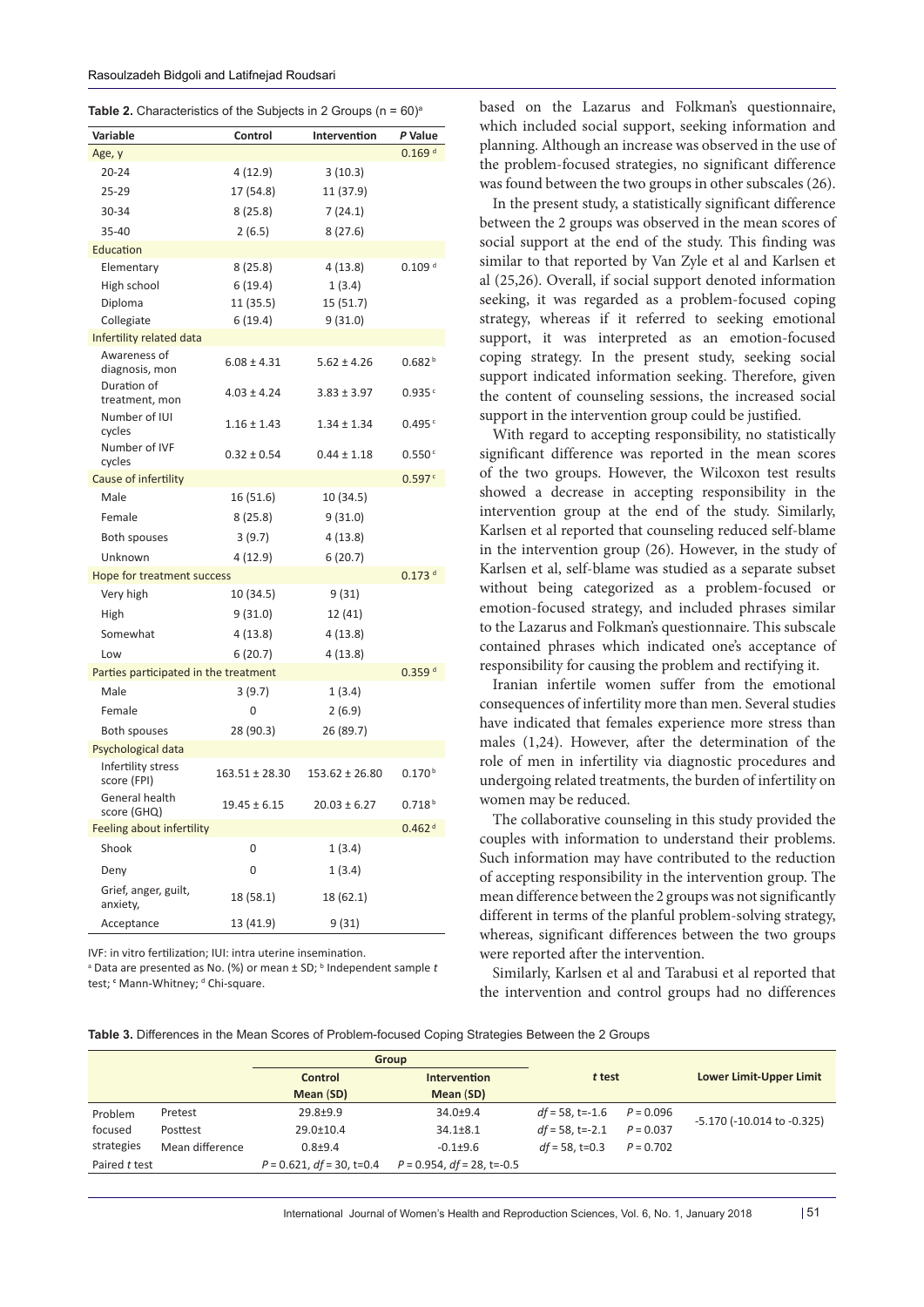**Table 2.** Characteristics of the Subjects in 2 Groups (n = 60)[a]

| Variable | Control | Intervention | *P* Value |
|---|---|---|---|
| Age, y | | | 0.169 [d] |
| 20-24 | 4 (12.9) | 3 (10.3) | |
| 25-29 | 17 (54.8) | 11 (37.9) | |
| 30-34 | 8 (25.8) | 7 (24.1) | |
| 35-40 | 2 (6.5) | 8 (27.6) | |
| Education | | | |
| Elementary | 8 (25.8) | 4 (13.8) | 0.109 [d] |
| High school | 6 (19.4) | 1 (3.4) | |
| Diploma | 11 (35.5) | 15 (51.7) | |
| Collegiate | 6 (19.4) | 9 (31.0) | |
| Infertility related data | | | |
| Awareness of diagnosis, mon | 6.08 ± 4.31 | 5.62 ± 4.26 | 0.682 [b] |
| Duration of treatment, mon | 4.03 ± 4.24 | 3.83 ± 3.97 | 0.935 [c] |
| Number of IUI cycles | 1.16 ± 1.43 | 1.34 ± 1.34 | 0.495 [c] |
| Number of IVF cycles | 0.32 ± 0.54 | 0.44 ± 1.18 | 0.550 [c] |
| Cause of infertility | | | 0.597 [c] |
| Male | 16 (51.6) | 10 (34.5) | |
| Female | 8 (25.8) | 9 (31.0) | |
| Both spouses | 3 (9.7) | 4 (13.8) | |
| Unknown | 4 (12.9) | 6 (20.7) | |
| Hope for treatment success | | | 0.173 [d] |
| Very high | 10 (34.5) | 9 (31) | |
| High | 9 (31.0) | 12 (41) | |
| Somewhat | 4 (13.8) | 4 (13.8) | |
| Low | 6 (20.7) | 4 (13.8) | |
| Parties participated in the treatment | | | 0.359 [d] |
| Male | 3 (9.7) | 1 (3.4) | |
| Female | 0 | 2 (6.9) | |
| Both spouses | 28 (90.3) | 26 (89.7) | |
| Psychological data | | | |
| Infertility stress score (FPI) | 163.51 ± 28.30 | 153.62 ± 26.80 | 0.170 [b] |
| General health score (GHQ) | 19.45 ± 6.15 | 20.03 ± 6.27 | 0.718 [b] |
| Feeling about infertility | | | 0.462 [d] |
| Shook | 0 | 1 (3.4) | |
| Deny | 0 | 1 (3.4) | |
| Grief, anger, guilt, anxiety, | 18 (58.1) | 18 (62.1) | |
| Acceptance | 13 (41.9) | 9 (31) | |

IVF: in vitro fertilization; IUI: intra uterine insemination.
[a] Data are presented as No. (%) or mean ± SD; [b] Independent sample *t* test; [c] Mann-Whitney; [d] Chi-square.

based on the Lazarus and Folkman's questionnaire, which included social support, seeking information and planning. Although an increase was observed in the use of the problem-focused strategies, no significant difference was found between the two groups in other subscales (26).

In the present study, a statistically significant difference between the 2 groups was observed in the mean scores of social support at the end of the study. This finding was similar to that reported by Van Zyle et al and Karlsen et al (25,26). Overall, if social support denoted information seeking, it was regarded as a problem-focused coping strategy, whereas if it referred to seeking emotional support, it was interpreted as an emotion-focused coping strategy. In the present study, seeking social support indicated information seeking. Therefore, given the content of counseling sessions, the increased social support in the intervention group could be justified.

With regard to accepting responsibility, no statistically significant difference was reported in the mean scores of the two groups. However, the Wilcoxon test results showed a decrease in accepting responsibility in the intervention group at the end of the study. Similarly, Karlsen et al reported that counseling reduced self-blame in the intervention group (26). However, in the study of Karlsen et al, self-blame was studied as a separate subset without being categorized as a problem-focused or emotion-focused strategy, and included phrases similar to the Lazarus and Folkman's questionnaire. This subscale contained phrases which indicated one's acceptance of responsibility for causing the problem and rectifying it.

Iranian infertile women suffer from the emotional consequences of infertility more than men. Several studies have indicated that females experience more stress than males (1,24). However, after the determination of the role of men in infertility via diagnostic procedures and undergoing related treatments, the burden of infertility on women may be reduced.

The collaborative counseling in this study provided the couples with information to understand their problems. Such information may have contributed to the reduction of accepting responsibility in the intervention group. The mean difference between the 2 groups was not significantly different in terms of the planful problem-solving strategy, whereas, significant differences between the two groups were reported after the intervention.

Similarly, Karlsen et al and Tarabusi et al reported that the intervention and control groups had no differences

**Table 3.** Differences in the Mean Scores of Problem-focused Coping Strategies Between the 2 Groups

| | | Group | | *t* test | | Lower Limit-Upper Limit |
|---|---|---|---|---|---|---|
| | | Control Mean (SD) | Intervention Mean (SD) | | | |
| Problem focused strategies | Pretest | 29.8±9.9 | 34.0±9.4 | *df* = 58, t=-1.6 | *P* = 0.096 | -5.170 (-10.014 to -0.325) |
| | Posttest | 29.0±10.4 | 34.1±8.1 | *df* = 58, t=-2.1 | *P* = 0.037 | |
| | Mean difference | 0.8±9.4 | -0.1±9.6 | *df* = 58, t=0.3 | *P* = 0.702 | |
| Paired *t* test | | *P* = 0.621, *df* = 30, t=0.4 | *P* = 0.954, *df* = 28, t=-0.5 | | | |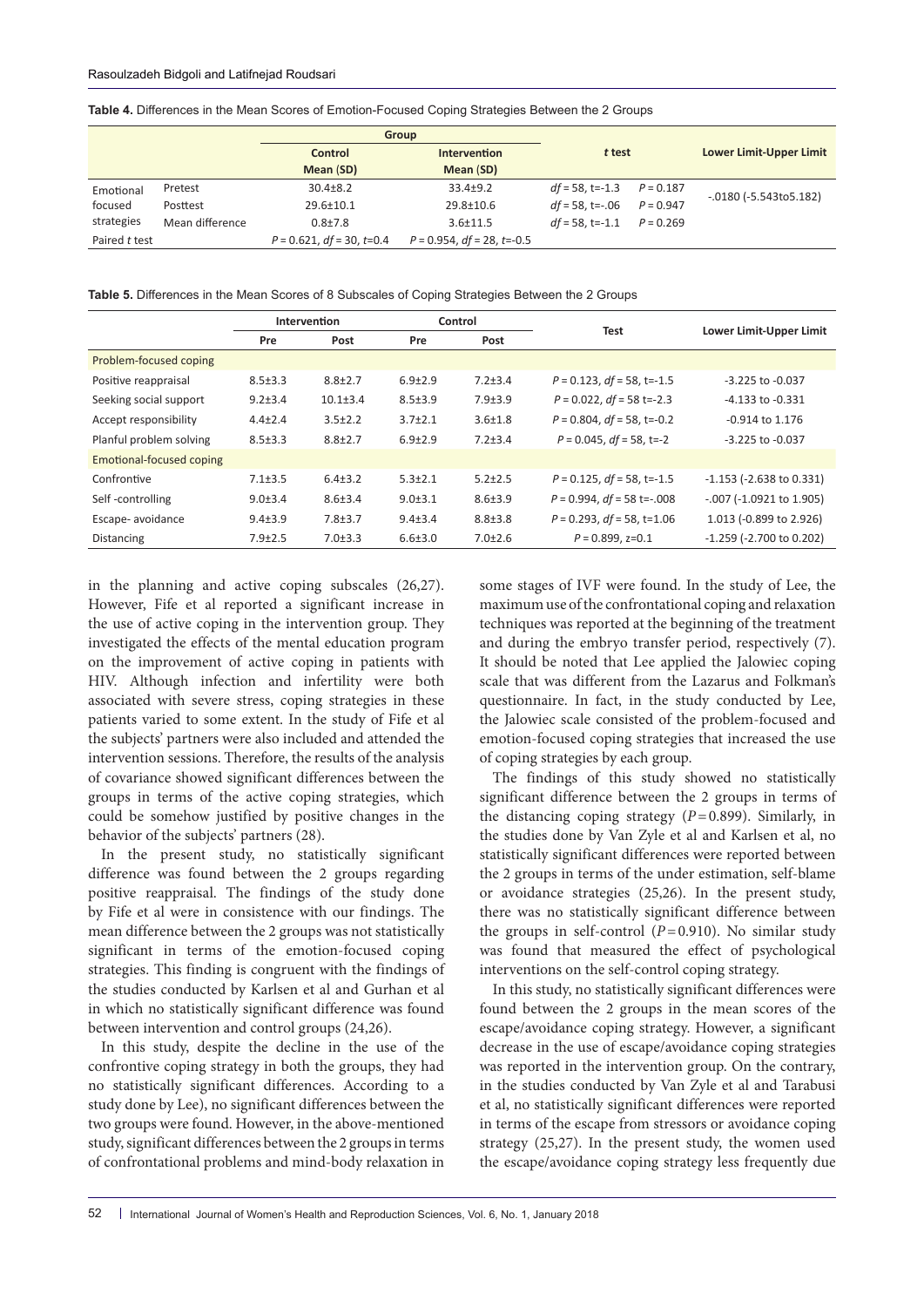**Table 4.** Differences in the Mean Scores of Emotion-Focused Coping Strategies Between the 2 Groups

| | | Group | | *t* test | | Lower Limit-Upper Limit |
|---|---|---|---|---|---|---|
| | | Control Mean (SD) | Intervention Mean (SD) | | | |
| Emotional focused strategies | Pretest | 30.4±8.2 | 33.4±9.2 | *df* = 58, t=-1.3 | *P* = 0.187 | -.0180 (-5.543to5.182) |
| | Posttest | 29.6±10.1 | 29.8±10.6 | *df* = 58, t=-.06 | *P* = 0.947 | |
| | Mean difference | 0.8±7.8 | 3.6±11.5 | *df* = 58, t=-1.1 | *P* = 0.269 | |
| Paired *t* test | | *P* = 0.621, *df* = 30, *t*=0.4 | *P* = 0.954, *df* = 28, *t*=-0.5 | | | |

**Table 5.** Differences in the Mean Scores of 8 Subscales of Coping Strategies Between the 2 Groups

| | Intervention | | Control | | Test | Lower Limit-Upper Limit |
|---|---|---|---|---|---|---|
| | Pre | Post | Pre | Post | | |
| Problem-focused coping | | | | | | |
| Positive reappraisal | 8.5±3.3 | 8.8±2.7 | 6.9±2.9 | 7.2±3.4 | *P* = 0.123, *df* = 58, t=-1.5 | -3.225 to -0.037 |
| Seeking social support | 9.2±3.4 | 10.1±3.4 | 8.5±3.9 | 7.9±3.9 | *P* = 0.022, *df* = 58 t=-2.3 | -4.133 to -0.331 |
| Accept responsibility | 4.4±2.4 | 3.5±2.2 | 3.7±2.1 | 3.6±1.8 | *P* = 0.804, *df* = 58, t=-0.2 | -0.914 to 1.176 |
| Planful problem solving | 8.5±3.3 | 8.8±2.7 | 6.9±2.9 | 7.2±3.4 | *P* = 0.045, *df* = 58, t=-2 | -3.225 to -0.037 |
| Emotional-focused coping | | | | | | |
| Confrontive | 7.1±3.5 | 6.4±3.2 | 5.3±2.1 | 5.2±2.5 | *P* = 0.125, *df* = 58, t=-1.5 | -1.153 (-2.638 to 0.331) |
| Self -controlling | 9.0±3.4 | 8.6±3.4 | 9.0±3.1 | 8.6±3.9 | *P* = 0.994, *df* = 58 t=-.008 | -.007 (-1.0921 to 1.905) |
| Escape- avoidance | 9.4±3.9 | 7.8±3.7 | 9.4±3.4 | 8.8±3.8 | *P* = 0.293, *df* = 58, t=1.06 | 1.013 (-0.899 to 2.926) |
| Distancing | 7.9±2.5 | 7.0±3.3 | 6.6±3.0 | 7.0±2.6 | *P* = 0.899, z=0.1 | -1.259 (-2.700 to 0.202) |

in the planning and active coping subscales (26,27). However, Fife et al reported a significant increase in the use of active coping in the intervention group. They investigated the effects of the mental education program on the improvement of active coping in patients with HIV. Although infection and infertility were both associated with severe stress, coping strategies in these patients varied to some extent. In the study of Fife et al the subjects' partners were also included and attended the intervention sessions. Therefore, the results of the analysis of covariance showed significant differences between the groups in terms of the active coping strategies, which could be somehow justified by positive changes in the behavior of the subjects' partners (28).

In the present study, no statistically significant difference was found between the 2 groups regarding positive reappraisal. The findings of the study done by Fife et al were in consistence with our findings. The mean difference between the 2 groups was not statistically significant in terms of the emotion-focused coping strategies. This finding is congruent with the findings of the studies conducted by Karlsen et al and Gurhan et al in which no statistically significant difference was found between intervention and control groups (24,26).

In this study, despite the decline in the use of the confrontive coping strategy in both the groups, they had no statistically significant differences. According to a study done by Lee), no significant differences between the two groups were found. However, in the above-mentioned study, significant differences between the 2 groups in terms of confrontational problems and mind-body relaxation in some stages of IVF were found. In the study of Lee, the maximum use of the confrontational coping and relaxation techniques was reported at the beginning of the treatment and during the embryo transfer period, respectively (7). It should be noted that Lee applied the Jalowiec coping scale that was different from the Lazarus and Folkman's questionnaire. In fact, in the study conducted by Lee, the Jalowiec scale consisted of the problem-focused and emotion-focused coping strategies that increased the use of coping strategies by each group.

The findings of this study showed no statistically significant difference between the 2 groups in terms of the distancing coping strategy ($P = 0.899$). Similarly, in the studies done by Van Zyle et al and Karlsen et al, no statistically significant differences were reported between the 2 groups in terms of the under estimation, self-blame or avoidance strategies (25,26). In the present study, there was no statistically significant difference between the groups in self-control ($P = 0.910$). No similar study was found that measured the effect of psychological interventions on the self-control coping strategy.

In this study, no statistically significant differences were found between the 2 groups in the mean scores of the escape/avoidance coping strategy. However, a significant decrease in the use of escape/avoidance coping strategies was reported in the intervention group. On the contrary, in the studies conducted by Van Zyle et al and Tarabusi et al, no statistically significant differences were reported in terms of the escape from stressors or avoidance coping strategy (25,27). In the present study, the women used the escape/avoidance coping strategy less frequently due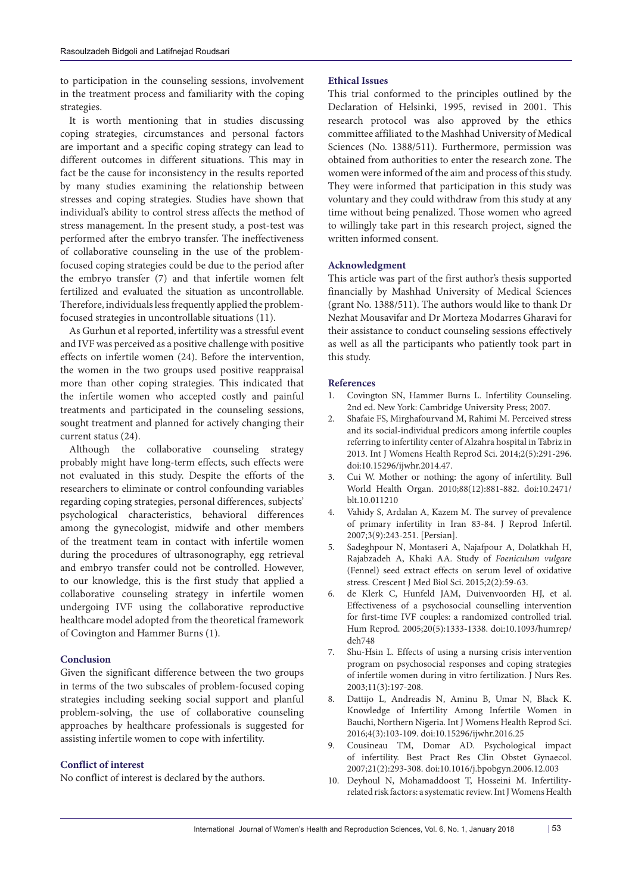to participation in the counseling sessions, involvement in the treatment process and familiarity with the coping strategies.

It is worth mentioning that in studies discussing coping strategies, circumstances and personal factors are important and a specific coping strategy can lead to different outcomes in different situations. This may in fact be the cause for inconsistency in the results reported by many studies examining the relationship between stresses and coping strategies. Studies have shown that individual's ability to control stress affects the method of stress management. In the present study, a post-test was performed after the embryo transfer. The ineffectiveness of collaborative counseling in the use of the problem-focused coping strategies could be due to the period after the embryo transfer (7) and that infertile women felt fertilized and evaluated the situation as uncontrollable. Therefore, individuals less frequently applied the problem-focused strategies in uncontrollable situations (11).

As Gurhun et al reported, infertility was a stressful event and IVF was perceived as a positive challenge with positive effects on infertile women (24). Before the intervention, the women in the two groups used positive reappraisal more than other coping strategies. This indicated that the infertile women who accepted costly and painful treatments and participated in the counseling sessions, sought treatment and planned for actively changing their current status (24).

Although the collaborative counseling strategy probably might have long-term effects, such effects were not evaluated in this study. Despite the efforts of the researchers to eliminate or control confounding variables regarding coping strategies, personal differences, subjects' psychological characteristics, behavioral differences among the gynecologist, midwife and other members of the treatment team in contact with infertile women during the procedures of ultrasonography, egg retrieval and embryo transfer could not be controlled. However, to our knowledge, this is the first study that applied a collaborative counseling strategy in infertile women undergoing IVF using the collaborative reproductive healthcare model adopted from the theoretical framework of Covington and Hammer Burns (1).

## Conclusion

Given the significant difference between the two groups in terms of the two subscales of problem-focused coping strategies including seeking social support and planful problem-solving, the use of collaborative counseling approaches by healthcare professionals is suggested for assisting infertile women to cope with infertility.

## Conflict of interest

No conflict of interest is declared by the authors.

## Ethical Issues

This trial conformed to the principles outlined by the Declaration of Helsinki, 1995, revised in 2001. This research protocol was also approved by the ethics committee affiliated to the Mashhad University of Medical Sciences (No. 1388/511). Furthermore, permission was obtained from authorities to enter the research zone. The women were informed of the aim and process of this study. They were informed that participation in this study was voluntary and they could withdraw from this study at any time without being penalized. Those women who agreed to willingly take part in this research project, signed the written informed consent.

## Acknowledgment

This article was part of the first author's thesis supported financially by Mashhad University of Medical Sciences (grant No. 1388/511). The authors would like to thank Dr Nezhat Mousavifar and Dr Morteza Modarres Gharavi for their assistance to conduct counseling sessions effectively as well as all the participants who patiently took part in this study.

## References

1. Covington SN, Hammer Burns L. Infertility Counseling. 2nd ed. New York: Cambridge University Press; 2007.
2. Shafaie FS, Mirghafourvand M, Rahimi M. Perceived stress and its social-individual predicors among infertile couples referring to infertility center of Alzahra hospital in Tabriz in 2013. Int J Womens Health Reprod Sci. 2014;2(5):291-296. doi:10.15296/ijwhr.2014.47.
3. Cui W. Mother or nothing: the agony of infertility. Bull World Health Organ. 2010;88(12):881-882. doi:10.2471/blt.10.011210
4. Vahidy S, Ardalan A, Kazem M. The survey of prevalence of primary infertility in Iran 83-84. J Reprod Infertil. 2007;3(9):243-251. [Persian].
5. Sadeghpour N, Montaseri A, Najafpour A, Dolatkhah H, Rajabzadeh A, Khaki AA. Study of *Foeniculum vulgare* (Fennel) seed extract effects on serum level of oxidative stress. Crescent J Med Biol Sci. 2015;2(2):59-63.
6. de Klerk C, Hunfeld JAM, Duivenvoorden HJ, et al. Effectiveness of a psychosocial counselling intervention for first-time IVF couples: a randomized controlled trial. Hum Reprod. 2005;20(5):1333-1338. doi:10.1093/humrep/deh748
7. Shu-Hsin L. Effects of using a nursing crisis intervention program on psychosocial responses and coping strategies of infertile women during in vitro fertilization. J Nurs Res. 2003;11(3):197-208.
8. Dattijo L, Andreadis N, Aminu B, Umar N, Black K. Knowledge of Infertility Among Infertile Women in Bauchi, Northern Nigeria. Int J Womens Health Reprod Sci. 2016;4(3):103-109. doi:10.15296/ijwhr.2016.25
9. Cousineau TM, Domar AD. Psychological impact of infertility. Best Pract Res Clin Obstet Gynaecol. 2007;21(2):293-308. doi:10.1016/j.bpobgyn.2006.12.003
10. Deyhoul N, Mohamaddoost T, Hosseini M. Infertility-related risk factors: a systematic review. Int J Womens Health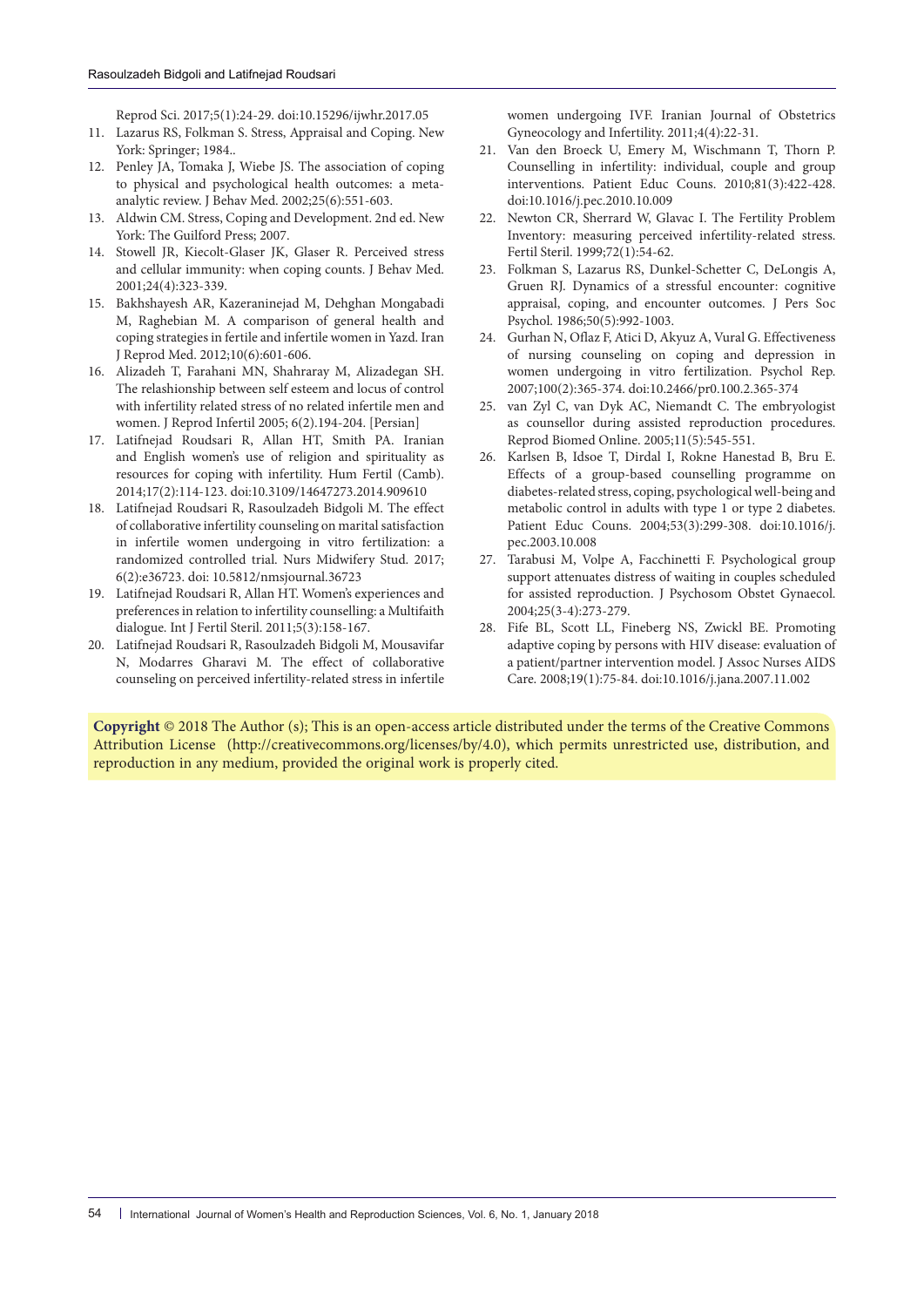Reprod Sci. 2017;5(1):24-29. doi:10.15296/ijwhr.2017.05

11. Lazarus RS, Folkman S. Stress, Appraisal and Coping. New York: Springer; 1984..
12. Penley JA, Tomaka J, Wiebe JS. The association of coping to physical and psychological health outcomes: a meta-analytic review. J Behav Med. 2002;25(6):551-603.
13. Aldwin CM. Stress, Coping and Development. 2nd ed. New York: The Guilford Press; 2007.
14. Stowell JR, Kiecolt-Glaser JK, Glaser R. Perceived stress and cellular immunity: when coping counts. J Behav Med. 2001;24(4):323-339.
15. Bakhshayesh AR, Kazeraninejad M, Dehghan Mongabadi M, Raghebian M. A comparison of general health and coping strategies in fertile and infertile women in Yazd. Iran J Reprod Med. 2012;10(6):601-606.
16. Alizadeh T, Farahani MN, Shahraray M, Alizadegan SH. The relashionship between self esteem and locus of control with infertility related stress of no related infertile men and women. J Reprod Infertil 2005; 6(2).194-204. [Persian]
17. Latifnejad Roudsari R, Allan HT, Smith PA. Iranian and English women's use of religion and spirituality as resources for coping with infertility. Hum Fertil (Camb). 2014;17(2):114-123. doi:10.3109/14647273.2014.909610
18. Latifnejad Roudsari R, Rasoulzadeh Bidgoli M. The effect of collaborative infertility counseling on marital satisfaction in infertile women undergoing in vitro fertilization: a randomized controlled trial. Nurs Midwifery Stud. 2017; 6(2):e36723. doi: 10.5812/nmsjournal.36723
19. Latifnejad Roudsari R, Allan HT. Women's experiences and preferences in relation to infertility counselling: a Multifaith dialogue. Int J Fertil Steril. 2011;5(3):158-167.
20. Latifnejad Roudsari R, Rasoulzadeh Bidgoli M, Mousavifar N, Modarres Gharavi M. The effect of collaborative counseling on perceived infertility-related stress in infertile women undergoing IVF. Iranian Journal of Obstetrics Gyneocology and Infertility. 2011;4(4):22-31.
21. Van den Broeck U, Emery M, Wischmann T, Thorn P. Counselling in infertility: individual, couple and group interventions. Patient Educ Couns. 2010;81(3):422-428. doi:10.1016/j.pec.2010.10.009
22. Newton CR, Sherrard W, Glavac I. The Fertility Problem Inventory: measuring perceived infertility-related stress. Fertil Steril. 1999;72(1):54-62.
23. Folkman S, Lazarus RS, Dunkel-Schetter C, DeLongis A, Gruen RJ. Dynamics of a stressful encounter: cognitive appraisal, coping, and encounter outcomes. J Pers Soc Psychol. 1986;50(5):992-1003.
24. Gurhan N, Oflaz F, Atici D, Akyuz A, Vural G. Effectiveness of nursing counseling on coping and depression in women undergoing in vitro fertilization. Psychol Rep. 2007;100(2):365-374. doi:10.2466/pr0.100.2.365-374
25. van Zyl C, van Dyk AC, Niemandt C. The embryologist as counsellor during assisted reproduction procedures. Reprod Biomed Online. 2005;11(5):545-551.
26. Karlsen B, Idsoe T, Dirdal I, Rokne Hanestad B, Bru E. Effects of a group-based counselling programme on diabetes-related stress, coping, psychological well-being and metabolic control in adults with type 1 or type 2 diabetes. Patient Educ Couns. 2004;53(3):299-308. doi:10.1016/j.pec.2003.10.008
27. Tarabusi M, Volpe A, Facchinetti F. Psychological group support attenuates distress of waiting in couples scheduled for assisted reproduction. J Psychosom Obstet Gynaecol. 2004;25(3-4):273-279.
28. Fife BL, Scott LL, Fineberg NS, Zwickl BE. Promoting adaptive coping by persons with HIV disease: evaluation of a patient/partner intervention model. J Assoc Nurses AIDS Care. 2008;19(1):75-84. doi:10.1016/j.jana.2007.11.002

**Copyright** © 2018 The Author (s); This is an open-access article distributed under the terms of the Creative Commons Attribution License (http://creativecommons.org/licenses/by/4.0), which permits unrestricted use, distribution, and reproduction in any medium, provided the original work is properly cited.